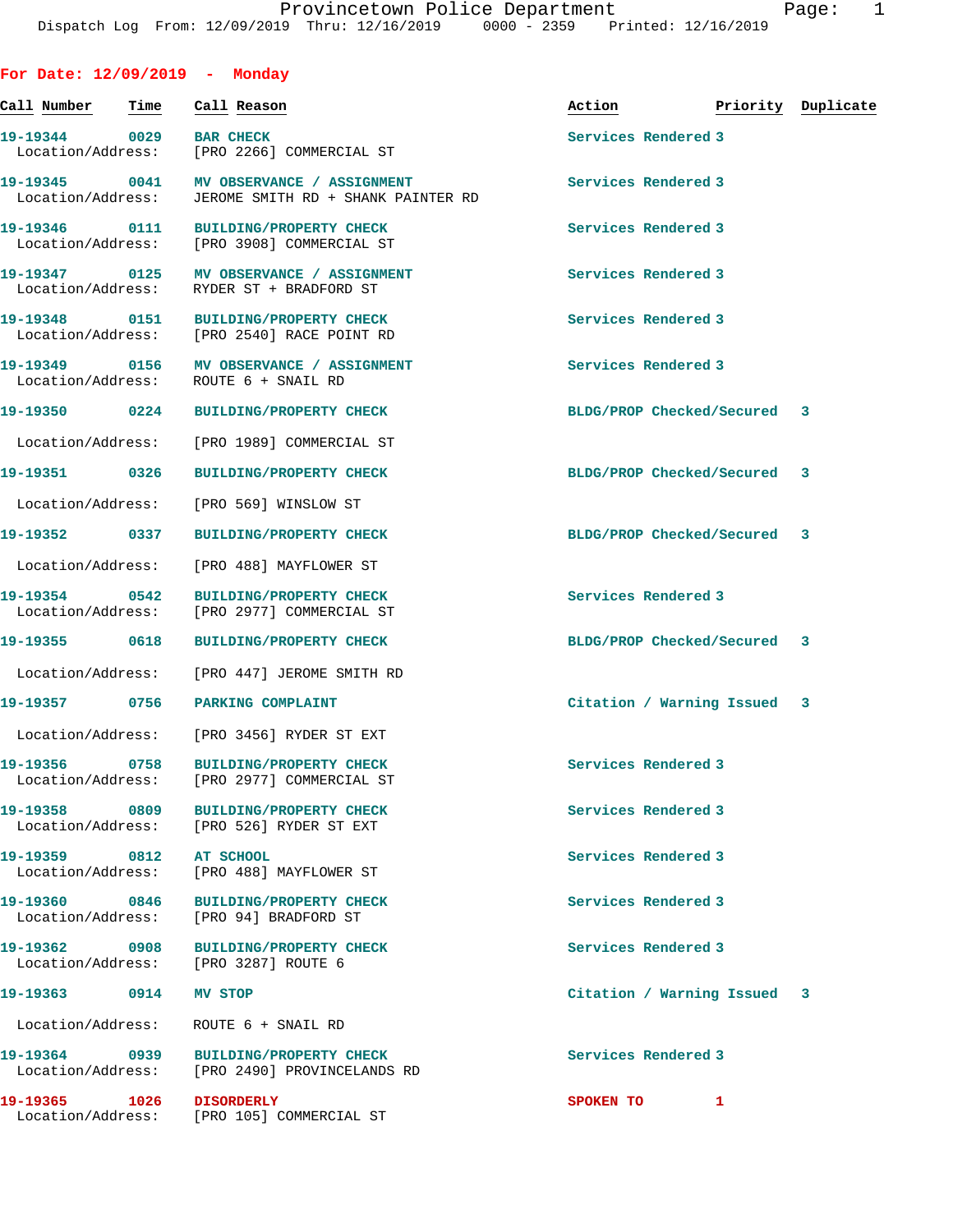Provincetown Police Department
Dispatch Log From: 12/09/2019 Thru: 12/16/2019 0000 - 2359 Printed: 12/16/2019

## For Date: 12/09/2019 - Monday

| Call Number | Time | Call Reason | Action | Priority | Duplicate |
|---|---|---|---|---|---|
| 19-19344 | 0029 | BAR CHECK | Services Rendered | 3 | |
| Location/Address: | | [PRO 2266] COMMERCIAL ST | | | |
| 19-19345 | 0041 | MV OBSERVANCE / ASSIGNMENT | Services Rendered | 3 | |
| Location/Address: | | JEROME SMITH RD + SHANK PAINTER RD | | | |
| 19-19346 | 0111 | BUILDING/PROPERTY CHECK | Services Rendered | 3 | |
| Location/Address: | | [PRO 3908] COMMERCIAL ST | | | |
| 19-19347 | 0125 | MV OBSERVANCE / ASSIGNMENT | Services Rendered | 3 | |
| Location/Address: | | RYDER ST + BRADFORD ST | | | |
| 19-19348 | 0151 | BUILDING/PROPERTY CHECK | Services Rendered | 3 | |
| Location/Address: | | [PRO 2540] RACE POINT RD | | | |
| 19-19349 | 0156 | MV OBSERVANCE / ASSIGNMENT | Services Rendered | 3 | |
| Location/Address: | | ROUTE 6 + SNAIL RD | | | |
| 19-19350 | 0224 | BUILDING/PROPERTY CHECK | BLDG/PROP Checked/Secured | 3 | |
| Location/Address: | | [PRO 1989] COMMERCIAL ST | | | |
| 19-19351 | 0326 | BUILDING/PROPERTY CHECK | BLDG/PROP Checked/Secured | 3 | |
| Location/Address: | | [PRO 569] WINSLOW ST | | | |
| 19-19352 | 0337 | BUILDING/PROPERTY CHECK | BLDG/PROP Checked/Secured | 3 | |
| Location/Address: | | [PRO 488] MAYFLOWER ST | | | |
| 19-19354 | 0542 | BUILDING/PROPERTY CHECK | Services Rendered | 3 | |
| Location/Address: | | [PRO 2977] COMMERCIAL ST | | | |
| 19-19355 | 0618 | BUILDING/PROPERTY CHECK | BLDG/PROP Checked/Secured | 3 | |
| Location/Address: | | [PRO 447] JEROME SMITH RD | | | |
| 19-19357 | 0756 | PARKING COMPLAINT | Citation / Warning Issued | 3 | |
| Location/Address: | | [PRO 3456] RYDER ST EXT | | | |
| 19-19356 | 0758 | BUILDING/PROPERTY CHECK | Services Rendered | 3 | |
| Location/Address: | | [PRO 2977] COMMERCIAL ST | | | |
| 19-19358 | 0809 | BUILDING/PROPERTY CHECK | Services Rendered | 3 | |
| Location/Address: | | [PRO 526] RYDER ST EXT | | | |
| 19-19359 | 0812 | AT SCHOOL | Services Rendered | 3 | |
| Location/Address: | | [PRO 488] MAYFLOWER ST | | | |
| 19-19360 | 0846 | BUILDING/PROPERTY CHECK | Services Rendered | 3 | |
| Location/Address: | | [PRO 94] BRADFORD ST | | | |
| 19-19362 | 0908 | BUILDING/PROPERTY CHECK | Services Rendered | 3 | |
| Location/Address: | | [PRO 3287] ROUTE 6 | | | |
| 19-19363 | 0914 | MV STOP | Citation / Warning Issued | 3 | |
| Location/Address: | | ROUTE 6 + SNAIL RD | | | |
| 19-19364 | 0939 | BUILDING/PROPERTY CHECK | Services Rendered | 3 | |
| Location/Address: | | [PRO 2490] PROVINCELANDS RD | | | |
| 19-19365 | 1026 | DISORDERLY | SPOKEN TO | 1 | |
| Location/Address: | | [PRO 105] COMMERCIAL ST | | | |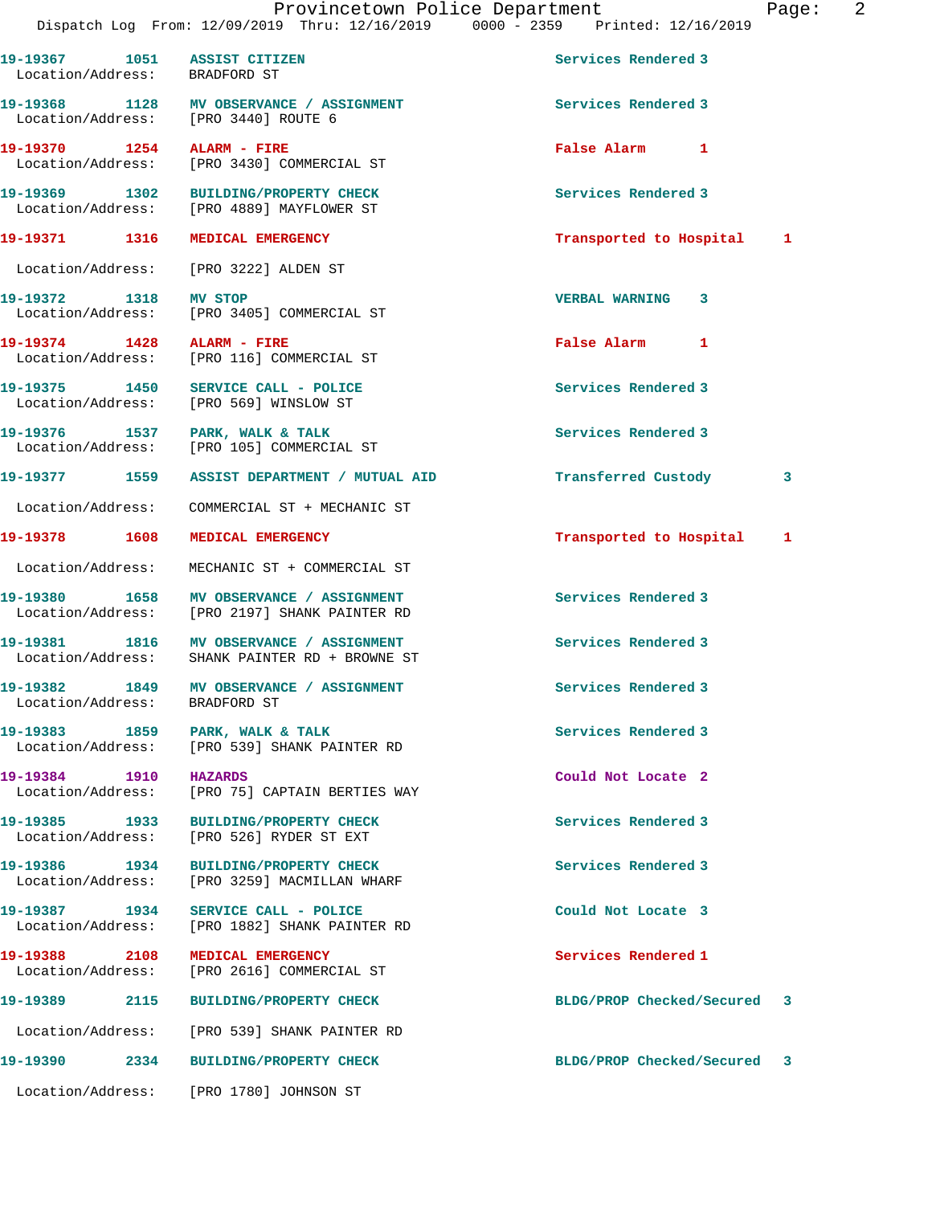Provincetown Police Department
Dispatch Log From: 12/09/2019 Thru: 12/16/2019 0000 - 2359 Printed: 12/16/2019

| Call Number | Time | Call Reason | Action | Priority |
|---|---|---|---|---|
| 19-19367 | 1051 | ASSIST CITIZEN | Services Rendered | 3 |
| Location/Address: | | BRADFORD ST | | |
| 19-19368 | 1128 | MV OBSERVANCE / ASSIGNMENT | Services Rendered | 3 |
| Location/Address: | | [PRO 3440] ROUTE 6 | | |
| 19-19370 | 1254 | ALARM - FIRE | False Alarm | 1 |
| Location/Address: | | [PRO 3430] COMMERCIAL ST | | |
| 19-19369 | 1302 | BUILDING/PROPERTY CHECK | Services Rendered | 3 |
| Location/Address: | | [PRO 4889] MAYFLOWER ST | | |
| 19-19371 | 1316 | MEDICAL EMERGENCY | Transported to Hospital | 1 |
| Location/Address: | | [PRO 3222] ALDEN ST | | |
| 19-19372 | 1318 | MV STOP | VERBAL WARNING | 3 |
| Location/Address: | | [PRO 3405] COMMERCIAL ST | | |
| 19-19374 | 1428 | ALARM - FIRE | False Alarm | 1 |
| Location/Address: | | [PRO 116] COMMERCIAL ST | | |
| 19-19375 | 1450 | SERVICE CALL - POLICE | Services Rendered | 3 |
| Location/Address: | | [PRO 569] WINSLOW ST | | |
| 19-19376 | 1537 | PARK, WALK & TALK | Services Rendered | 3 |
| Location/Address: | | [PRO 105] COMMERCIAL ST | | |
| 19-19377 | 1559 | ASSIST DEPARTMENT / MUTUAL AID | Transferred Custody | 3 |
| Location/Address: | | COMMERCIAL ST + MECHANIC ST | | |
| 19-19378 | 1608 | MEDICAL EMERGENCY | Transported to Hospital | 1 |
| Location/Address: | | MECHANIC ST + COMMERCIAL ST | | |
| 19-19380 | 1658 | MV OBSERVANCE / ASSIGNMENT | Services Rendered | 3 |
| Location/Address: | | [PRO 2197] SHANK PAINTER RD | | |
| 19-19381 | 1816 | MV OBSERVANCE / ASSIGNMENT | Services Rendered | 3 |
| Location/Address: | | SHANK PAINTER RD + BROWNE ST | | |
| 19-19382 | 1849 | MV OBSERVANCE / ASSIGNMENT | Services Rendered | 3 |
| Location/Address: | | BRADFORD ST | | |
| 19-19383 | 1859 | PARK, WALK & TALK | Services Rendered | 3 |
| Location/Address: | | [PRO 539] SHANK PAINTER RD | | |
| 19-19384 | 1910 | HAZARDS | Could Not Locate | 2 |
| Location/Address: | | [PRO 75] CAPTAIN BERTIES WAY | | |
| 19-19385 | 1933 | BUILDING/PROPERTY CHECK | Services Rendered | 3 |
| Location/Address: | | [PRO 526] RYDER ST EXT | | |
| 19-19386 | 1934 | BUILDING/PROPERTY CHECK | Services Rendered | 3 |
| Location/Address: | | [PRO 3259] MACMILLAN WHARF | | |
| 19-19387 | 1934 | SERVICE CALL - POLICE | Could Not Locate | 3 |
| Location/Address: | | [PRO 1882] SHANK PAINTER RD | | |
| 19-19388 | 2108 | MEDICAL EMERGENCY | Services Rendered | 1 |
| Location/Address: | | [PRO 2616] COMMERCIAL ST | | |
| 19-19389 | 2115 | BUILDING/PROPERTY CHECK | BLDG/PROP Checked/Secured | 3 |
| Location/Address: | | [PRO 539] SHANK PAINTER RD | | |
| 19-19390 | 2334 | BUILDING/PROPERTY CHECK | BLDG/PROP Checked/Secured | 3 |
| Location/Address: | | [PRO 1780] JOHNSON ST | | |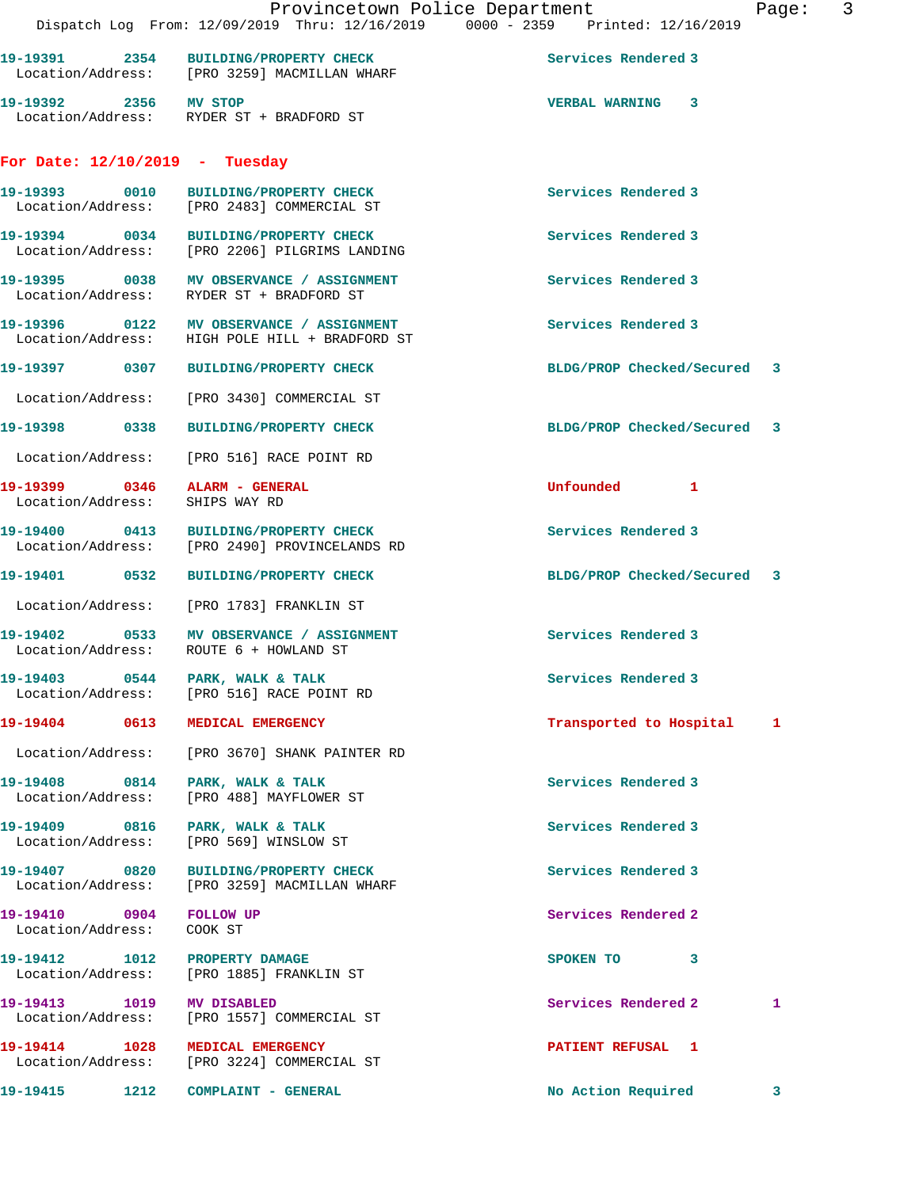19-19391 2354 BUILDING/PROPERTY CHECK Services Rendered 3
Location/Address: [PRO 3259] MACMILLAN WHARF

19-19392 2356 MV STOP VERBAL WARNING 3
Location/Address: RYDER ST + BRADFORD ST

**For Date: 12/10/2019 - Tuesday**

19-19393 0010 BUILDING/PROPERTY CHECK Services Rendered 3
Location/Address: [PRO 2483] COMMERCIAL ST

19-19394 0034 BUILDING/PROPERTY CHECK Services Rendered 3
Location/Address: [PRO 2206] PILGRIMS LANDING

19-19395 0038 MV OBSERVANCE / ASSIGNMENT Services Rendered 3
Location/Address: RYDER ST + BRADFORD ST

19-19396 0122 MV OBSERVANCE / ASSIGNMENT Services Rendered 3
Location/Address: HIGH POLE HILL + BRADFORD ST

19-19397 0307 BUILDING/PROPERTY CHECK BLDG/PROP Checked/Secured 3
Location/Address: [PRO 3430] COMMERCIAL ST

19-19398 0338 BUILDING/PROPERTY CHECK BLDG/PROP Checked/Secured 3
Location/Address: [PRO 516] RACE POINT RD

19-19399 0346 ALARM - GENERAL Unfounded 1
Location/Address: SHIPS WAY RD

19-19400 0413 BUILDING/PROPERTY CHECK Services Rendered 3
Location/Address: [PRO 2490] PROVINCELANDS RD

19-19401 0532 BUILDING/PROPERTY CHECK BLDG/PROP Checked/Secured 3
Location/Address: [PRO 1783] FRANKLIN ST

19-19402 0533 MV OBSERVANCE / ASSIGNMENT Services Rendered 3
Location/Address: ROUTE 6 + HOWLAND ST

19-19403 0544 PARK, WALK & TALK Services Rendered 3
Location/Address: [PRO 516] RACE POINT RD

19-19404 0613 MEDICAL EMERGENCY Transported to Hospital 1
Location/Address: [PRO 3670] SHANK PAINTER RD

19-19408 0814 PARK, WALK & TALK Services Rendered 3
Location/Address: [PRO 488] MAYFLOWER ST

19-19409 0816 PARK, WALK & TALK Services Rendered 3
Location/Address: [PRO 569] WINSLOW ST

19-19407 0820 BUILDING/PROPERTY CHECK Services Rendered 3
Location/Address: [PRO 3259] MACMILLAN WHARF

19-19410 0904 FOLLOW UP Services Rendered 2
Location/Address: COOK ST

19-19412 1012 PROPERTY DAMAGE SPOKEN TO 3
Location/Address: [PRO 1885] FRANKLIN ST

19-19413 1019 MV DISABLED Services Rendered 2 1
Location/Address: [PRO 1557] COMMERCIAL ST

19-19414 1028 MEDICAL EMERGENCY PATIENT REFUSAL 1
Location/Address: [PRO 3224] COMMERCIAL ST

19-19415 1212 COMPLAINT - GENERAL No Action Required 3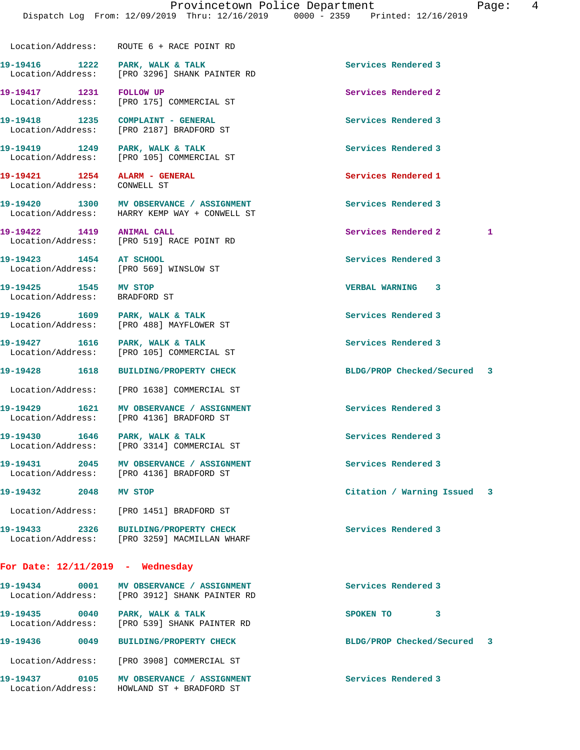Location/Address: ROUTE 6 + RACE POINT RD

| Call # | Time | Call Type | Disposition |
|---|---|---|---|
| 19-19416 | 1222 | PARK, WALK & TALK | Services Rendered 3 |
| | | Location/Address: [PRO 3296] SHANK PAINTER RD | |
| 19-19417 | 1231 | FOLLOW UP | Services Rendered 2 |
| | | Location/Address: [PRO 175] COMMERCIAL ST | |
| 19-19418 | 1235 | COMPLAINT - GENERAL | Services Rendered 3 |
| | | Location/Address: [PRO 2187] BRADFORD ST | |
| 19-19419 | 1249 | PARK, WALK & TALK | Services Rendered 3 |
| | | Location/Address: [PRO 105] COMMERCIAL ST | |
| 19-19421 | 1254 | ALARM - GENERAL | Services Rendered 1 |
| | | Location/Address: CONWELL ST | |
| 19-19420 | 1300 | MV OBSERVANCE / ASSIGNMENT | Services Rendered 3 |
| | | Location/Address: HARRY KEMP WAY + CONWELL ST | |
| 19-19422 | 1419 | ANIMAL CALL | Services Rendered 2 1 |
| | | Location/Address: [PRO 519] RACE POINT RD | |
| 19-19423 | 1454 | AT SCHOOL | Services Rendered 3 |
| | | Location/Address: [PRO 569] WINSLOW ST | |
| 19-19425 | 1545 | MV STOP | VERBAL WARNING 3 |
| | | Location/Address: BRADFORD ST | |
| 19-19426 | 1609 | PARK, WALK & TALK | Services Rendered 3 |
| | | Location/Address: [PRO 488] MAYFLOWER ST | |
| 19-19427 | 1616 | PARK, WALK & TALK | Services Rendered 3 |
| | | Location/Address: [PRO 105] COMMERCIAL ST | |
| 19-19428 | 1618 | BUILDING/PROPERTY CHECK | BLDG/PROP Checked/Secured 3 |
| | | Location/Address: [PRO 1638] COMMERCIAL ST | |
| 19-19429 | 1621 | MV OBSERVANCE / ASSIGNMENT | Services Rendered 3 |
| | | Location/Address: [PRO 4136] BRADFORD ST | |
| 19-19430 | 1646 | PARK, WALK & TALK | Services Rendered 3 |
| | | Location/Address: [PRO 3314] COMMERCIAL ST | |
| 19-19431 | 2045 | MV OBSERVANCE / ASSIGNMENT | Services Rendered 3 |
| | | Location/Address: [PRO 4136] BRADFORD ST | |
| 19-19432 | 2048 | MV STOP | Citation / Warning Issued 3 |
| | | Location/Address: [PRO 1451] BRADFORD ST | |
| 19-19433 | 2326 | BUILDING/PROPERTY CHECK | Services Rendered 3 |
| | | Location/Address: [PRO 3259] MACMILLAN WHARF | |

**For Date: 12/11/2019 - Wednesday**

| Call # | Time | Call Type | Disposition |
|---|---|---|---|
| 19-19434 | 0001 | MV OBSERVANCE / ASSIGNMENT | Services Rendered 3 |
| | | Location/Address: [PRO 3912] SHANK PAINTER RD | |
| 19-19435 | 0040 | PARK, WALK & TALK | SPOKEN TO 3 |
| | | Location/Address: [PRO 539] SHANK PAINTER RD | |
| 19-19436 | 0049 | BUILDING/PROPERTY CHECK | BLDG/PROP Checked/Secured 3 |
| | | Location/Address: [PRO 3908] COMMERCIAL ST | |
| 19-19437 | 0105 | MV OBSERVANCE / ASSIGNMENT | Services Rendered 3 |
| | | Location/Address: HOWLAND ST + BRADFORD ST | |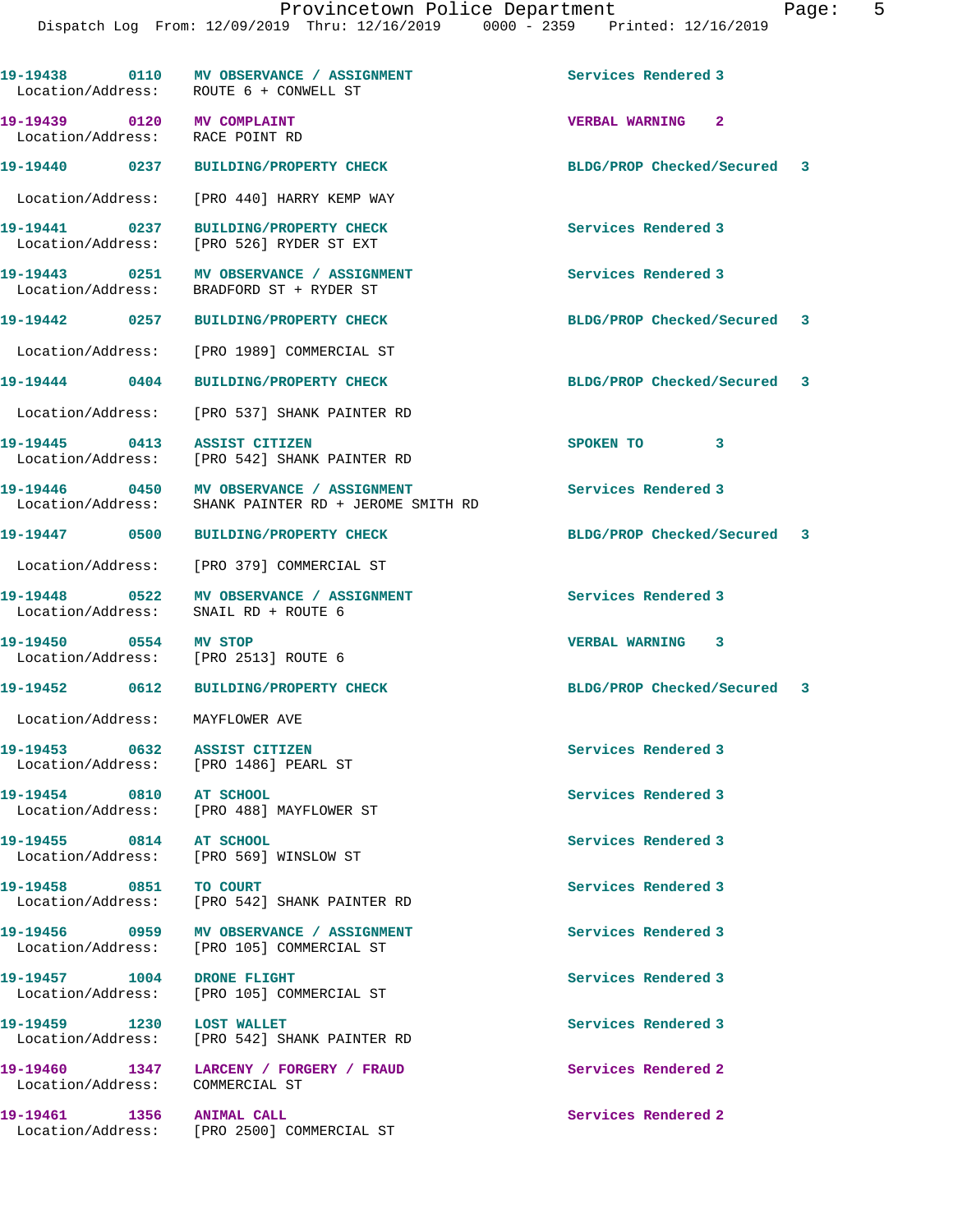| Call # | Time | Call Type | Disposition | Priority |
|---|---|---|---|---|
| 19-19438 | 0110 | MV OBSERVANCE / ASSIGNMENT | Services Rendered | 3 |
| Location/Address: | | ROUTE 6 + CONWELL ST | | |
| 19-19439 | 0120 | MV COMPLAINT | VERBAL WARNING | 2 |
| Location/Address: | | RACE POINT RD | | |
| 19-19440 | 0237 | BUILDING/PROPERTY CHECK | BLDG/PROP Checked/Secured | 3 |
| Location/Address: | | [PRO 440] HARRY KEMP WAY | | |
| 19-19441 | 0237 | BUILDING/PROPERTY CHECK | Services Rendered | 3 |
| Location/Address: | | [PRO 526] RYDER ST EXT | | |
| 19-19443 | 0251 | MV OBSERVANCE / ASSIGNMENT | Services Rendered | 3 |
| Location/Address: | | BRADFORD ST + RYDER ST | | |
| 19-19442 | 0257 | BUILDING/PROPERTY CHECK | BLDG/PROP Checked/Secured | 3 |
| Location/Address: | | [PRO 1989] COMMERCIAL ST | | |
| 19-19444 | 0404 | BUILDING/PROPERTY CHECK | BLDG/PROP Checked/Secured | 3 |
| Location/Address: | | [PRO 537] SHANK PAINTER RD | | |
| 19-19445 | 0413 | ASSIST CITIZEN | SPOKEN TO | 3 |
| Location/Address: | | [PRO 542] SHANK PAINTER RD | | |
| 19-19446 | 0450 | MV OBSERVANCE / ASSIGNMENT | Services Rendered | 3 |
| Location/Address: | | SHANK PAINTER RD + JEROME SMITH RD | | |
| 19-19447 | 0500 | BUILDING/PROPERTY CHECK | BLDG/PROP Checked/Secured | 3 |
| Location/Address: | | [PRO 379] COMMERCIAL ST | | |
| 19-19448 | 0522 | MV OBSERVANCE / ASSIGNMENT | Services Rendered | 3 |
| Location/Address: | | SNAIL RD + ROUTE 6 | | |
| 19-19450 | 0554 | MV STOP | VERBAL WARNING | 3 |
| Location/Address: | | [PRO 2513] ROUTE 6 | | |
| 19-19452 | 0612 | BUILDING/PROPERTY CHECK | BLDG/PROP Checked/Secured | 3 |
| Location/Address: | | MAYFLOWER AVE | | |
| 19-19453 | 0632 | ASSIST CITIZEN | Services Rendered | 3 |
| Location/Address: | | [PRO 1486] PEARL ST | | |
| 19-19454 | 0810 | AT SCHOOL | Services Rendered | 3 |
| Location/Address: | | [PRO 488] MAYFLOWER ST | | |
| 19-19455 | 0814 | AT SCHOOL | Services Rendered | 3 |
| Location/Address: | | [PRO 569] WINSLOW ST | | |
| 19-19458 | 0851 | TO COURT | Services Rendered | 3 |
| Location/Address: | | [PRO 542] SHANK PAINTER RD | | |
| 19-19456 | 0959 | MV OBSERVANCE / ASSIGNMENT | Services Rendered | 3 |
| Location/Address: | | [PRO 105] COMMERCIAL ST | | |
| 19-19457 | 1004 | DRONE FLIGHT | Services Rendered | 3 |
| Location/Address: | | [PRO 105] COMMERCIAL ST | | |
| 19-19459 | 1230 | LOST WALLET | Services Rendered | 3 |
| Location/Address: | | [PRO 542] SHANK PAINTER RD | | |
| 19-19460 | 1347 | LARCENY / FORGERY / FRAUD | Services Rendered | 2 |
| Location/Address: | | COMMERCIAL ST | | |
| 19-19461 | 1356 | ANIMAL CALL | Services Rendered | 2 |
| Location/Address: | | [PRO 2500] COMMERCIAL ST | | |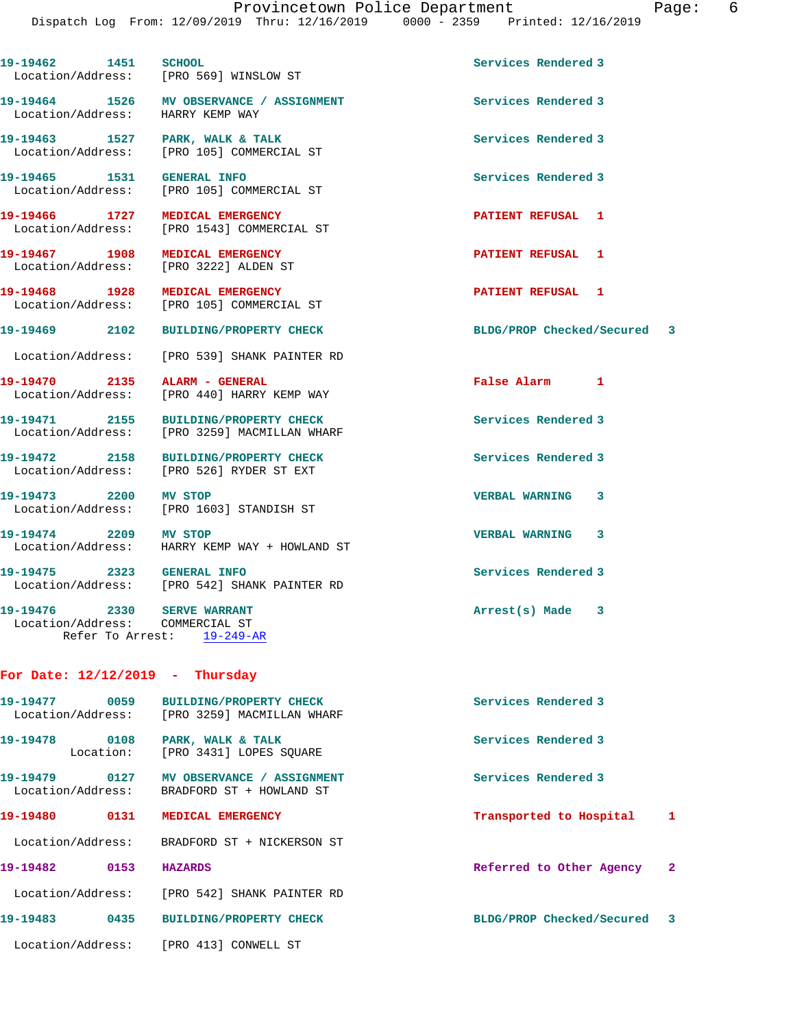| Call # | Time | Call Type | Disposition |
|---|---|---|---|
| 19-19462 | 1451 | SCHOOL | Services Rendered 3 |
| | | Location/Address: [PRO 569] WINSLOW ST | |
| 19-19464 | 1526 | MV OBSERVANCE / ASSIGNMENT | Services Rendered 3 |
| | | Location/Address: HARRY KEMP WAY | |
| 19-19463 | 1527 | PARK, WALK & TALK | Services Rendered 3 |
| | | Location/Address: [PRO 105] COMMERCIAL ST | |
| 19-19465 | 1531 | GENERAL INFO | Services Rendered 3 |
| | | Location/Address: [PRO 105] COMMERCIAL ST | |
| 19-19466 | 1727 | MEDICAL EMERGENCY | PATIENT REFUSAL 1 |
| | | Location/Address: [PRO 1543] COMMERCIAL ST | |
| 19-19467 | 1908 | MEDICAL EMERGENCY | PATIENT REFUSAL 1 |
| | | Location/Address: [PRO 3222] ALDEN ST | |
| 19-19468 | 1928 | MEDICAL EMERGENCY | PATIENT REFUSAL 1 |
| | | Location/Address: [PRO 105] COMMERCIAL ST | |
| 19-19469 | 2102 | BUILDING/PROPERTY CHECK | BLDG/PROP Checked/Secured 3 |
| | | Location/Address: [PRO 539] SHANK PAINTER RD | |
| 19-19470 | 2135 | ALARM - GENERAL | False Alarm 1 |
| | | Location/Address: [PRO 440] HARRY KEMP WAY | |
| 19-19471 | 2155 | BUILDING/PROPERTY CHECK | Services Rendered 3 |
| | | Location/Address: [PRO 3259] MACMILLAN WHARF | |
| 19-19472 | 2158 | BUILDING/PROPERTY CHECK | Services Rendered 3 |
| | | Location/Address: [PRO 526] RYDER ST EXT | |
| 19-19473 | 2200 | MV STOP | VERBAL WARNING 3 |
| | | Location/Address: [PRO 1603] STANDISH ST | |
| 19-19474 | 2209 | MV STOP | VERBAL WARNING 3 |
| | | Location/Address: HARRY KEMP WAY + HOWLAND ST | |
| 19-19475 | 2323 | GENERAL INFO | Services Rendered 3 |
| | | Location/Address: [PRO 542] SHANK PAINTER RD | |
| 19-19476 | 2330 | SERVE WARRANT | Arrest(s) Made 3 |
| | | Location/Address: COMMERCIAL ST | |
| | | Refer To Arrest: 19-249-AR | |

**For Date: 12/12/2019 - Thursday**

| Call # | Time | Call Type | Disposition |
|---|---|---|---|
| 19-19477 | 0059 | BUILDING/PROPERTY CHECK | Services Rendered 3 |
| | | Location/Address: [PRO 3259] MACMILLAN WHARF | |
| 19-19478 | 0108 | PARK, WALK & TALK | Services Rendered 3 |
| | | Location: [PRO 3431] LOPES SQUARE | |
| 19-19479 | 0127 | MV OBSERVANCE / ASSIGNMENT | Services Rendered 3 |
| | | Location/Address: BRADFORD ST + HOWLAND ST | |
| 19-19480 | 0131 | MEDICAL EMERGENCY | Transported to Hospital 1 |
| | | Location/Address: BRADFORD ST + NICKERSON ST | |
| 19-19482 | 0153 | HAZARDS | Referred to Other Agency 2 |
| | | Location/Address: [PRO 542] SHANK PAINTER RD | |
| 19-19483 | 0435 | BUILDING/PROPERTY CHECK | BLDG/PROP Checked/Secured 3 |
| | | Location/Address: [PRO 413] CONWELL ST | |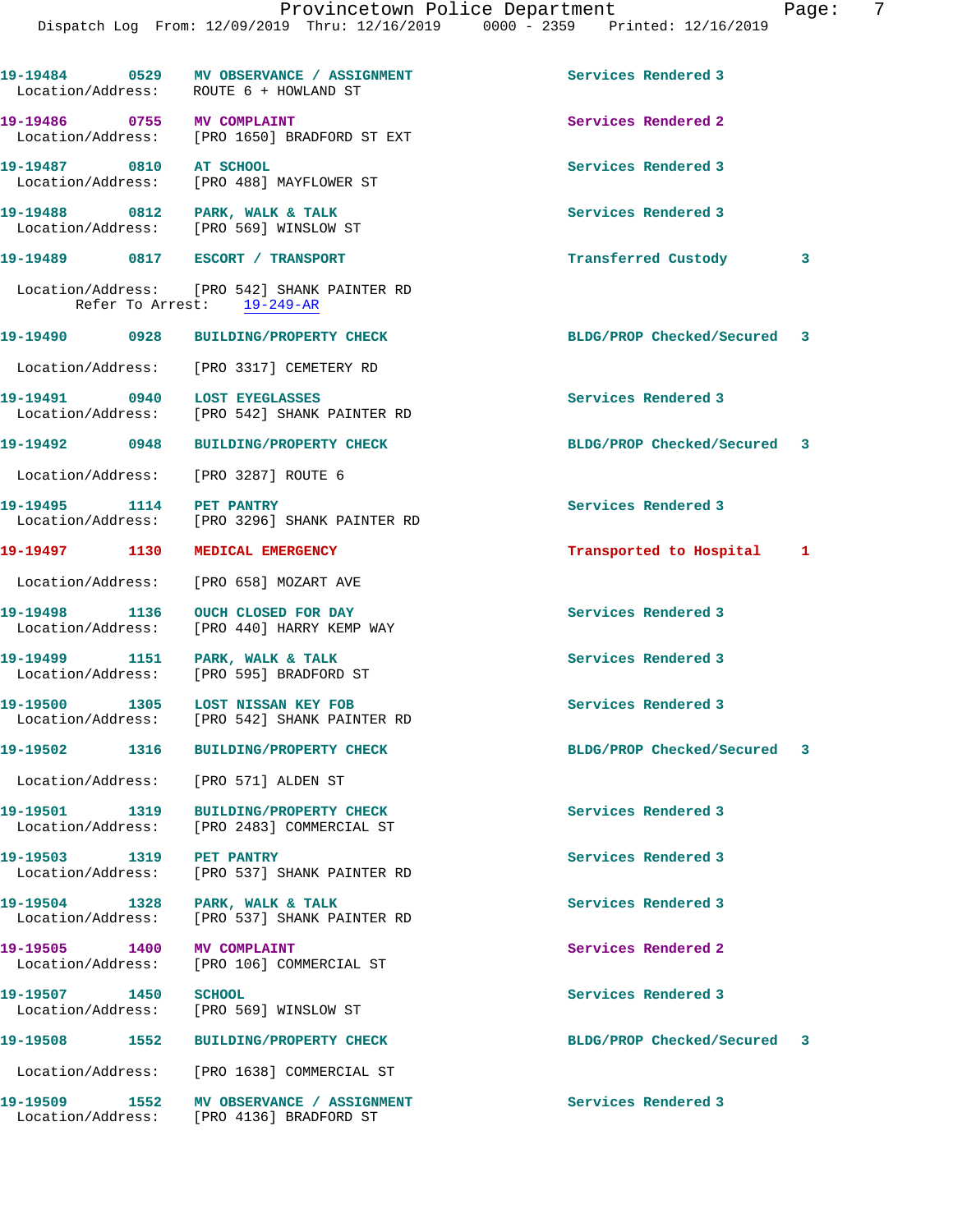19-19484 0529 MV OBSERVANCE / ASSIGNMENT Services Rendered 3
Location/Address: ROUTE 6 + HOWLAND ST

19-19486 0755 MV COMPLAINT Services Rendered 2
Location/Address: [PRO 1650] BRADFORD ST EXT

19-19487 0810 AT SCHOOL Services Rendered 3
Location/Address: [PRO 488] MAYFLOWER ST

19-19488 0812 PARK, WALK & TALK Services Rendered 3
Location/Address: [PRO 569] WINSLOW ST

19-19489 0817 ESCORT / TRANSPORT Transferred Custody 3
Location/Address: [PRO 542] SHANK PAINTER RD
Refer To Arrest: 19-249-AR

19-19490 0928 BUILDING/PROPERTY CHECK BLDG/PROP Checked/Secured 3
Location/Address: [PRO 3317] CEMETERY RD

19-19491 0940 LOST EYEGLASSES Services Rendered 3
Location/Address: [PRO 542] SHANK PAINTER RD

19-19492 0948 BUILDING/PROPERTY CHECK BLDG/PROP Checked/Secured 3
Location/Address: [PRO 3287] ROUTE 6

19-19495 1114 PET PANTRY Services Rendered 3
Location/Address: [PRO 3296] SHANK PAINTER RD

19-19497 1130 MEDICAL EMERGENCY Transported to Hospital 1
Location/Address: [PRO 658] MOZART AVE

19-19498 1136 OUCH CLOSED FOR DAY Services Rendered 3
Location/Address: [PRO 440] HARRY KEMP WAY

19-19499 1151 PARK, WALK & TALK Services Rendered 3
Location/Address: [PRO 595] BRADFORD ST

19-19500 1305 LOST NISSAN KEY FOB Services Rendered 3
Location/Address: [PRO 542] SHANK PAINTER RD

19-19502 1316 BUILDING/PROPERTY CHECK BLDG/PROP Checked/Secured 3
Location/Address: [PRO 571] ALDEN ST

19-19501 1319 BUILDING/PROPERTY CHECK Services Rendered 3
Location/Address: [PRO 2483] COMMERCIAL ST

19-19503 1319 PET PANTRY Services Rendered 3
Location/Address: [PRO 537] SHANK PAINTER RD

19-19504 1328 PARK, WALK & TALK Services Rendered 3
Location/Address: [PRO 537] SHANK PAINTER RD

19-19505 1400 MV COMPLAINT Services Rendered 2
Location/Address: [PRO 106] COMMERCIAL ST

19-19507 1450 SCHOOL Services Rendered 3
Location/Address: [PRO 569] WINSLOW ST

19-19508 1552 BUILDING/PROPERTY CHECK BLDG/PROP Checked/Secured 3
Location/Address: [PRO 1638] COMMERCIAL ST

19-19509 1552 MV OBSERVANCE / ASSIGNMENT Services Rendered 3
Location/Address: [PRO 4136] BRADFORD ST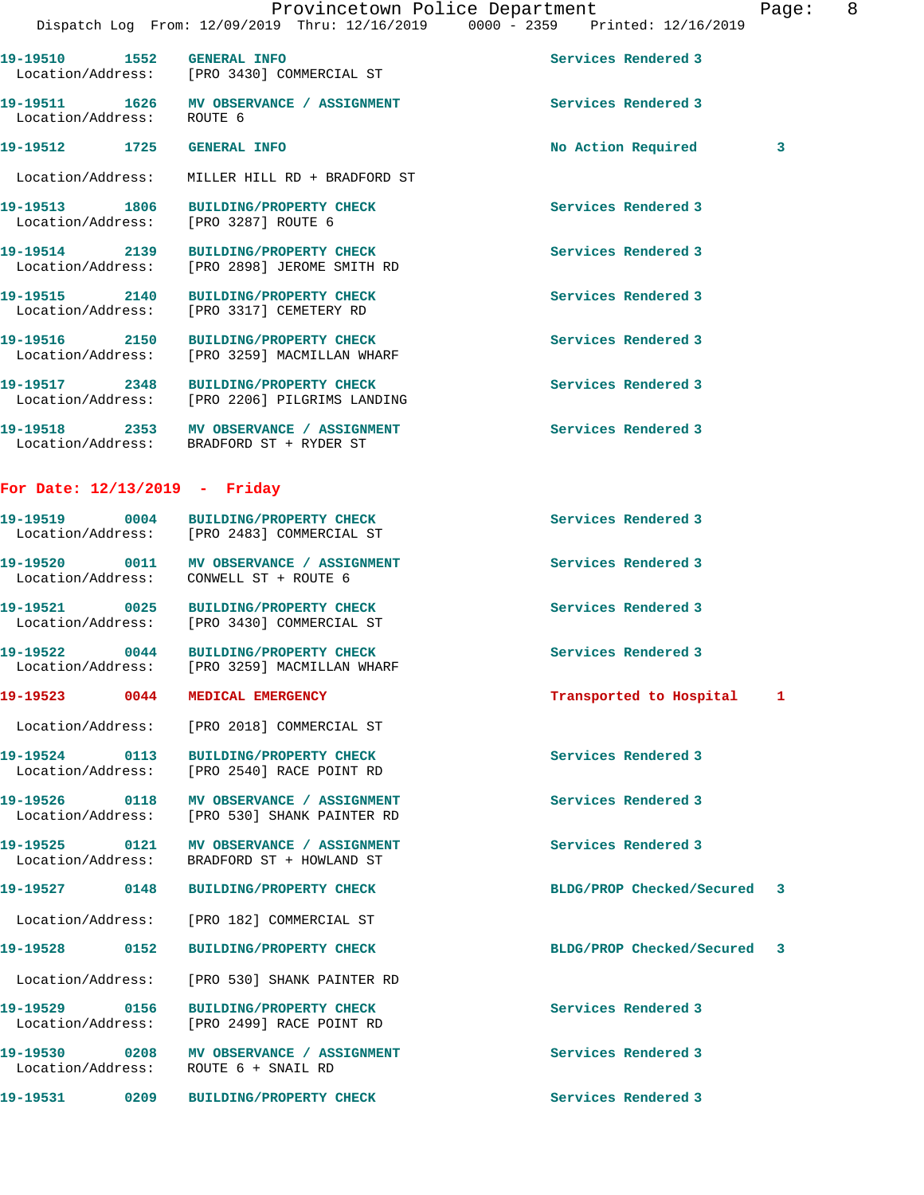19-19510 1552 GENERAL INFO Services Rendered 3
Location/Address: [PRO 3430] COMMERCIAL ST

19-19511 1626 MV OBSERVANCE / ASSIGNMENT Services Rendered 3
Location/Address: ROUTE 6

19-19512 1725 GENERAL INFO No Action Required 3
Location/Address: MILLER HILL RD + BRADFORD ST

19-19513 1806 BUILDING/PROPERTY CHECK Services Rendered 3
Location/Address: [PRO 3287] ROUTE 6

19-19514 2139 BUILDING/PROPERTY CHECK Services Rendered 3
Location/Address: [PRO 2898] JEROME SMITH RD

19-19515 2140 BUILDING/PROPERTY CHECK Services Rendered 3
Location/Address: [PRO 3317] CEMETERY RD

19-19516 2150 BUILDING/PROPERTY CHECK Services Rendered 3
Location/Address: [PRO 3259] MACMILLAN WHARF

19-19517 2348 BUILDING/PROPERTY CHECK Services Rendered 3
Location/Address: [PRO 2206] PILGRIMS LANDING

19-19518 2353 MV OBSERVANCE / ASSIGNMENT Services Rendered 3
Location/Address: BRADFORD ST + RYDER ST

**For Date: 12/13/2019 - Friday**

19-19519 0004 BUILDING/PROPERTY CHECK Services Rendered 3
Location/Address: [PRO 2483] COMMERCIAL ST

19-19520 0011 MV OBSERVANCE / ASSIGNMENT Services Rendered 3
Location/Address: CONWELL ST + ROUTE 6

19-19521 0025 BUILDING/PROPERTY CHECK Services Rendered 3
Location/Address: [PRO 3430] COMMERCIAL ST

19-19522 0044 BUILDING/PROPERTY CHECK Services Rendered 3
Location/Address: [PRO 3259] MACMILLAN WHARF

19-19523 0044 MEDICAL EMERGENCY Transported to Hospital 1
Location/Address: [PRO 2018] COMMERCIAL ST

19-19524 0113 BUILDING/PROPERTY CHECK Services Rendered 3
Location/Address: [PRO 2540] RACE POINT RD

19-19526 0118 MV OBSERVANCE / ASSIGNMENT Services Rendered 3
Location/Address: [PRO 530] SHANK PAINTER RD

19-19525 0121 MV OBSERVANCE / ASSIGNMENT Services Rendered 3
Location/Address: BRADFORD ST + HOWLAND ST

19-19527 0148 BUILDING/PROPERTY CHECK BLDG/PROP Checked/Secured 3
Location/Address: [PRO 182] COMMERCIAL ST

19-19528 0152 BUILDING/PROPERTY CHECK BLDG/PROP Checked/Secured 3
Location/Address: [PRO 530] SHANK PAINTER RD

19-19529 0156 BUILDING/PROPERTY CHECK Services Rendered 3
Location/Address: [PRO 2499] RACE POINT RD

19-19530 0208 MV OBSERVANCE / ASSIGNMENT Services Rendered 3
Location/Address: ROUTE 6 + SNAIL RD

19-19531 0209 BUILDING/PROPERTY CHECK Services Rendered 3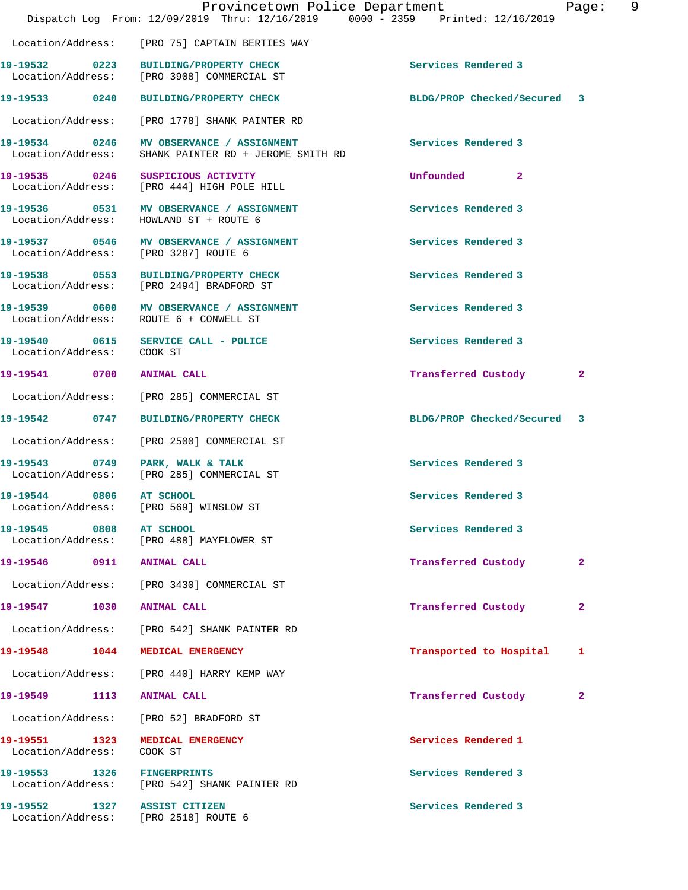Location/Address: [PRO 75] CAPTAIN BERTIES WAY

**19-19532 0223 BUILDING/PROPERTY CHECK** Services Rendered 3
Location/Address: [PRO 3908] COMMERCIAL ST

**19-19533 0240 BUILDING/PROPERTY CHECK** BLDG/PROP Checked/Secured 3
Location/Address: [PRO 1778] SHANK PAINTER RD

**19-19534 0246 MV OBSERVANCE / ASSIGNMENT** Services Rendered 3
Location/Address: SHANK PAINTER RD + JEROME SMITH RD

**19-19535 0246 SUSPICIOUS ACTIVITY** Unfounded 2
Location/Address: [PRO 444] HIGH POLE HILL

**19-19536 0531 MV OBSERVANCE / ASSIGNMENT** Services Rendered 3
Location/Address: HOWLAND ST + ROUTE 6

**19-19537 0546 MV OBSERVANCE / ASSIGNMENT** Services Rendered 3
Location/Address: [PRO 3287] ROUTE 6

**19-19538 0553 BUILDING/PROPERTY CHECK** Services Rendered 3
Location/Address: [PRO 2494] BRADFORD ST

**19-19539 0600 MV OBSERVANCE / ASSIGNMENT** Services Rendered 3
Location/Address: ROUTE 6 + CONWELL ST

**19-19540 0615 SERVICE CALL - POLICE** Services Rendered 3
Location/Address: COOK ST

**19-19541 0700 ANIMAL CALL** Transferred Custody 2
Location/Address: [PRO 285] COMMERCIAL ST

**19-19542 0747 BUILDING/PROPERTY CHECK** BLDG/PROP Checked/Secured 3
Location/Address: [PRO 2500] COMMERCIAL ST

**19-19543 0749 PARK, WALK & TALK** Services Rendered 3
Location/Address: [PRO 285] COMMERCIAL ST

**19-19544 0806 AT SCHOOL** Services Rendered 3
Location/Address: [PRO 569] WINSLOW ST

**19-19545 0808 AT SCHOOL** Services Rendered 3
Location/Address: [PRO 488] MAYFLOWER ST

**19-19546 0911 ANIMAL CALL** Transferred Custody 2
Location/Address: [PRO 3430] COMMERCIAL ST

**19-19547 1030 ANIMAL CALL** Transferred Custody 2
Location/Address: [PRO 542] SHANK PAINTER RD

**19-19548 1044 MEDICAL EMERGENCY** Transported to Hospital 1
Location/Address: [PRO 440] HARRY KEMP WAY

**19-19549 1113 ANIMAL CALL** Transferred Custody 2
Location/Address: [PRO 52] BRADFORD ST

**19-19551 1323 MEDICAL EMERGENCY** Services Rendered 1
Location/Address: COOK ST

**19-19553 1326 FINGERPRINTS** Services Rendered 3
Location/Address: [PRO 542] SHANK PAINTER RD

**19-19552 1327 ASSIST CITIZEN** Services Rendered 3
Location/Address: [PRO 2518] ROUTE 6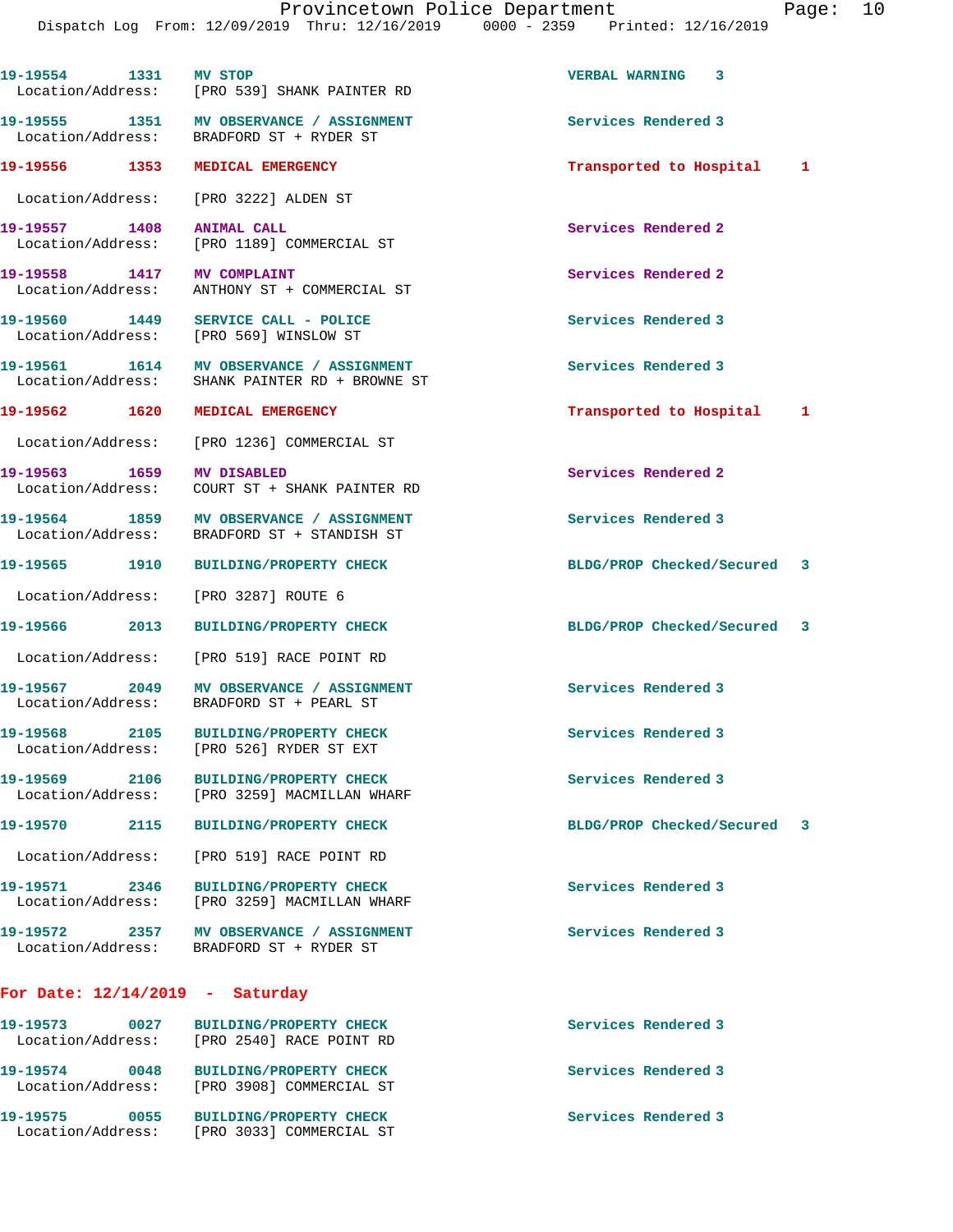| Call # | Time | Call Type | Disposition | Priority |
|---|---|---|---|---|
| 19-19554 | 1331 | MV STOP | VERBAL WARNING | 3 |
| Location/Address: | | [PRO 539] SHANK PAINTER RD | | |
| 19-19555 | 1351 | MV OBSERVANCE / ASSIGNMENT | Services Rendered | 3 |
| Location/Address: | | BRADFORD ST + RYDER ST | | |
| 19-19556 | 1353 | MEDICAL EMERGENCY | Transported to Hospital | 1 |
| Location/Address: | | [PRO 3222] ALDEN ST | | |
| 19-19557 | 1408 | ANIMAL CALL | Services Rendered | 2 |
| Location/Address: | | [PRO 1189] COMMERCIAL ST | | |
| 19-19558 | 1417 | MV COMPLAINT | Services Rendered | 2 |
| Location/Address: | | ANTHONY ST + COMMERCIAL ST | | |
| 19-19560 | 1449 | SERVICE CALL - POLICE | Services Rendered | 3 |
| Location/Address: | | [PRO 569] WINSLOW ST | | |
| 19-19561 | 1614 | MV OBSERVANCE / ASSIGNMENT | Services Rendered | 3 |
| Location/Address: | | SHANK PAINTER RD + BROWNE ST | | |
| 19-19562 | 1620 | MEDICAL EMERGENCY | Transported to Hospital | 1 |
| Location/Address: | | [PRO 1236] COMMERCIAL ST | | |
| 19-19563 | 1659 | MV DISABLED | Services Rendered | 2 |
| Location/Address: | | COURT ST + SHANK PAINTER RD | | |
| 19-19564 | 1859 | MV OBSERVANCE / ASSIGNMENT | Services Rendered | 3 |
| Location/Address: | | BRADFORD ST + STANDISH ST | | |
| 19-19565 | 1910 | BUILDING/PROPERTY CHECK | BLDG/PROP Checked/Secured | 3 |
| Location/Address: | | [PRO 3287] ROUTE 6 | | |
| 19-19566 | 2013 | BUILDING/PROPERTY CHECK | BLDG/PROP Checked/Secured | 3 |
| Location/Address: | | [PRO 519] RACE POINT RD | | |
| 19-19567 | 2049 | MV OBSERVANCE / ASSIGNMENT | Services Rendered | 3 |
| Location/Address: | | BRADFORD ST + PEARL ST | | |
| 19-19568 | 2105 | BUILDING/PROPERTY CHECK | Services Rendered | 3 |
| Location/Address: | | [PRO 526] RYDER ST EXT | | |
| 19-19569 | 2106 | BUILDING/PROPERTY CHECK | Services Rendered | 3 |
| Location/Address: | | [PRO 3259] MACMILLAN WHARF | | |
| 19-19570 | 2115 | BUILDING/PROPERTY CHECK | BLDG/PROP Checked/Secured | 3 |
| Location/Address: | | [PRO 519] RACE POINT RD | | |
| 19-19571 | 2346 | BUILDING/PROPERTY CHECK | Services Rendered | 3 |
| Location/Address: | | [PRO 3259] MACMILLAN WHARF | | |
| 19-19572 | 2357 | MV OBSERVANCE / ASSIGNMENT | Services Rendered | 3 |
| Location/Address: | | BRADFORD ST + RYDER ST | | |

## For Date: 12/14/2019 - Saturday

| Call # | Time | Call Type | Disposition | Priority |
|---|---|---|---|---|
| 19-19573 | 0027 | BUILDING/PROPERTY CHECK | Services Rendered | 3 |
| Location/Address: | | [PRO 2540] RACE POINT RD | | |
| 19-19574 | 0048 | BUILDING/PROPERTY CHECK | Services Rendered | 3 |
| Location/Address: | | [PRO 3908] COMMERCIAL ST | | |
| 19-19575 | 0055 | BUILDING/PROPERTY CHECK | Services Rendered | 3 |
| Location/Address: | | [PRO 3033] COMMERCIAL ST | | |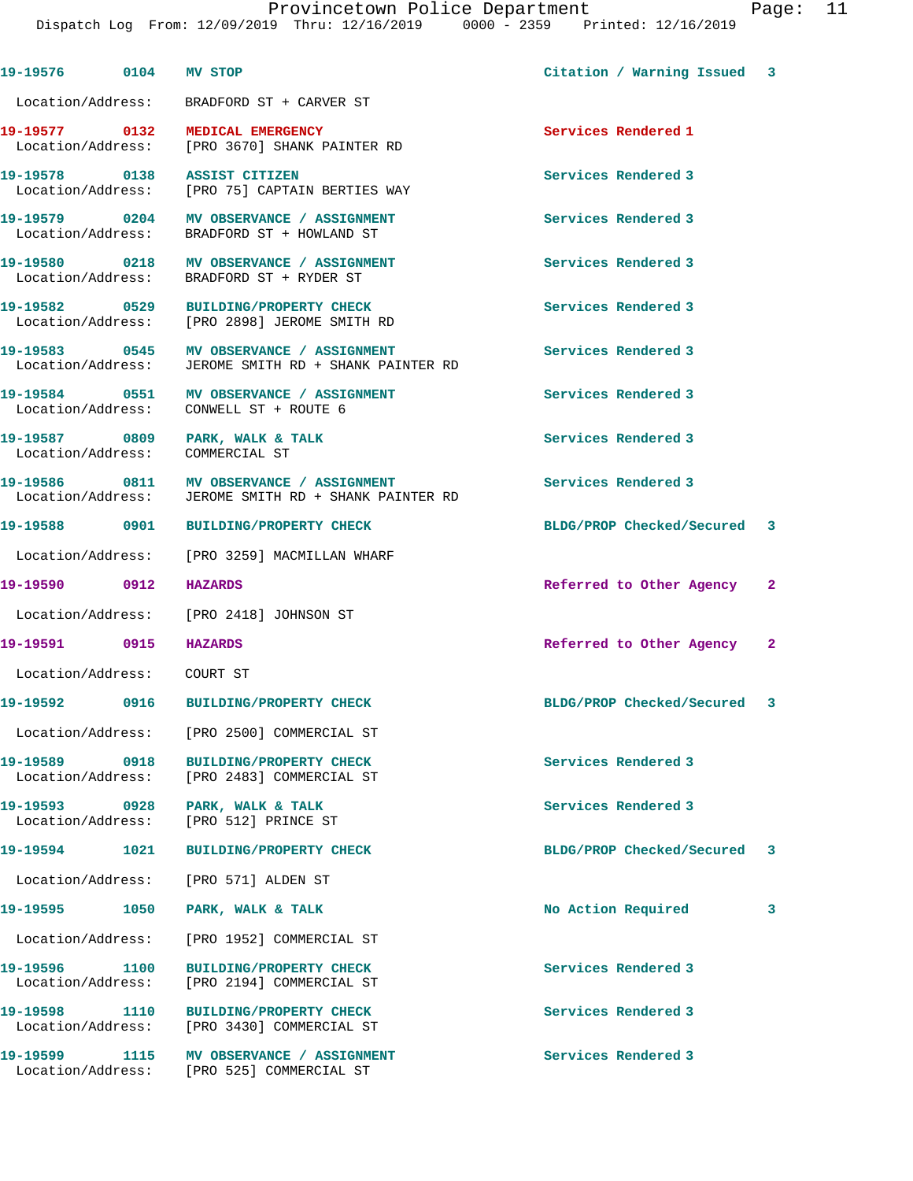19-19576 0104 MV STOP Citation / Warning Issued 3

Location/Address: BRADFORD ST + CARVER ST

19-19577 0132 MEDICAL EMERGENCY Services Rendered 1
Location/Address: [PRO 3670] SHANK PAINTER RD

19-19578 0138 ASSIST CITIZEN Services Rendered 3
Location/Address: [PRO 75] CAPTAIN BERTIES WAY

19-19579 0204 MV OBSERVANCE / ASSIGNMENT Services Rendered 3
Location/Address: BRADFORD ST + HOWLAND ST

19-19580 0218 MV OBSERVANCE / ASSIGNMENT Services Rendered 3
Location/Address: BRADFORD ST + RYDER ST

19-19582 0529 BUILDING/PROPERTY CHECK Services Rendered 3
Location/Address: [PRO 2898] JEROME SMITH RD

19-19583 0545 MV OBSERVANCE / ASSIGNMENT Services Rendered 3
Location/Address: JEROME SMITH RD + SHANK PAINTER RD

19-19584 0551 MV OBSERVANCE / ASSIGNMENT Services Rendered 3
Location/Address: CONWELL ST + ROUTE 6

19-19587 0809 PARK, WALK & TALK Services Rendered 3
Location/Address: COMMERCIAL ST

19-19586 0811 MV OBSERVANCE / ASSIGNMENT Services Rendered 3
Location/Address: JEROME SMITH RD + SHANK PAINTER RD

19-19588 0901 BUILDING/PROPERTY CHECK BLDG/PROP Checked/Secured 3

Location/Address: [PRO 3259] MACMILLAN WHARF

19-19590 0912 HAZARDS Referred to Other Agency 2

Location/Address: [PRO 2418] JOHNSON ST

19-19591 0915 HAZARDS Referred to Other Agency 2

Location/Address: COURT ST

19-19592 0916 BUILDING/PROPERTY CHECK BLDG/PROP Checked/Secured 3

Location/Address: [PRO 2500] COMMERCIAL ST

19-19589 0918 BUILDING/PROPERTY CHECK Services Rendered 3
Location/Address: [PRO 2483] COMMERCIAL ST

19-19593 0928 PARK, WALK & TALK Services Rendered 3
Location/Address: [PRO 512] PRINCE ST

19-19594 1021 BUILDING/PROPERTY CHECK BLDG/PROP Checked/Secured 3

Location/Address: [PRO 571] ALDEN ST

19-19595 1050 PARK, WALK & TALK No Action Required 3

Location/Address: [PRO 1952] COMMERCIAL ST

19-19596 1100 BUILDING/PROPERTY CHECK Services Rendered 3
Location/Address: [PRO 2194] COMMERCIAL ST

19-19598 1110 BUILDING/PROPERTY CHECK Services Rendered 3
Location/Address: [PRO 3430] COMMERCIAL ST

19-19599 1115 MV OBSERVANCE / ASSIGNMENT Services Rendered 3
Location/Address: [PRO 525] COMMERCIAL ST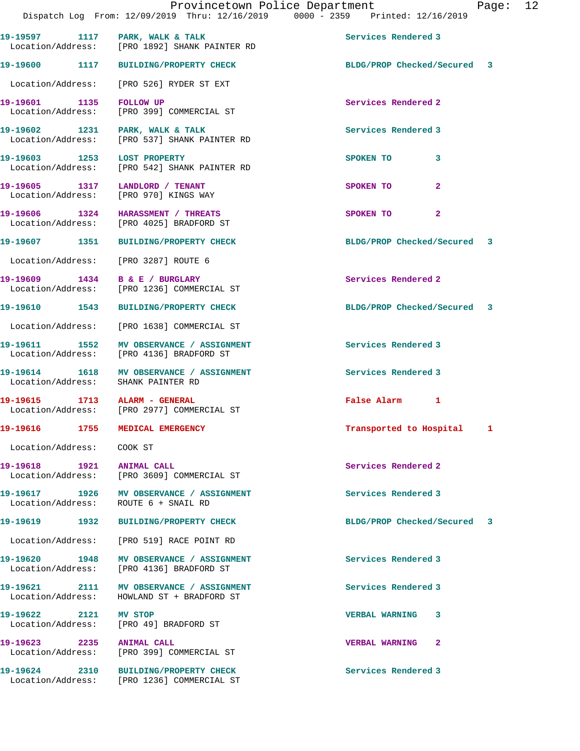| Call Number | Time | Call Reason | Action | Priority |
|---|---|---|---|---|
| 19-19597 | 1117 | PARK, WALK & TALK | Services Rendered | 3 |
| Location/Address: [PRO 1892] SHANK PAINTER RD | | | | |
| 19-19600 | 1117 | BUILDING/PROPERTY CHECK | BLDG/PROP Checked/Secured | 3 |
| Location/Address: [PRO 526] RYDER ST EXT | | | | |
| 19-19601 | 1135 | FOLLOW UP | Services Rendered | 2 |
| Location/Address: [PRO 399] COMMERCIAL ST | | | | |
| 19-19602 | 1231 | PARK, WALK & TALK | Services Rendered | 3 |
| Location/Address: [PRO 537] SHANK PAINTER RD | | | | |
| 19-19603 | 1253 | LOST PROPERTY | SPOKEN TO | 3 |
| Location/Address: [PRO 542] SHANK PAINTER RD | | | | |
| 19-19605 | 1317 | LANDLORD / TENANT | SPOKEN TO | 2 |
| Location/Address: [PRO 970] KINGS WAY | | | | |
| 19-19606 | 1324 | HARASSMENT / THREATS | SPOKEN TO | 2 |
| Location/Address: [PRO 4025] BRADFORD ST | | | | |
| 19-19607 | 1351 | BUILDING/PROPERTY CHECK | BLDG/PROP Checked/Secured | 3 |
| Location/Address: [PRO 3287] ROUTE 6 | | | | |
| 19-19609 | 1434 | B & E / BURGLARY | Services Rendered | 2 |
| Location/Address: [PRO 1236] COMMERCIAL ST | | | | |
| 19-19610 | 1543 | BUILDING/PROPERTY CHECK | BLDG/PROP Checked/Secured | 3 |
| Location/Address: [PRO 1638] COMMERCIAL ST | | | | |
| 19-19611 | 1552 | MV OBSERVANCE / ASSIGNMENT | Services Rendered | 3 |
| Location/Address: [PRO 4136] BRADFORD ST | | | | |
| 19-19614 | 1618 | MV OBSERVANCE / ASSIGNMENT | Services Rendered | 3 |
| Location/Address: SHANK PAINTER RD | | | | |
| 19-19615 | 1713 | ALARM - GENERAL | False Alarm | 1 |
| Location/Address: [PRO 2977] COMMERCIAL ST | | | | |
| 19-19616 | 1755 | MEDICAL EMERGENCY | Transported to Hospital | 1 |
| Location/Address: COOK ST | | | | |
| 19-19618 | 1921 | ANIMAL CALL | Services Rendered | 2 |
| Location/Address: [PRO 3609] COMMERCIAL ST | | | | |
| 19-19617 | 1926 | MV OBSERVANCE / ASSIGNMENT | Services Rendered | 3 |
| Location/Address: ROUTE 6 + SNAIL RD | | | | |
| 19-19619 | 1932 | BUILDING/PROPERTY CHECK | BLDG/PROP Checked/Secured | 3 |
| Location/Address: [PRO 519] RACE POINT RD | | | | |
| 19-19620 | 1948 | MV OBSERVANCE / ASSIGNMENT | Services Rendered | 3 |
| Location/Address: [PRO 4136] BRADFORD ST | | | | |
| 19-19621 | 2111 | MV OBSERVANCE / ASSIGNMENT | Services Rendered | 3 |
| Location/Address: HOWLAND ST + BRADFORD ST | | | | |
| 19-19622 | 2121 | MV STOP | VERBAL WARNING | 3 |
| Location/Address: [PRO 49] BRADFORD ST | | | | |
| 19-19623 | 2235 | ANIMAL CALL | VERBAL WARNING | 2 |
| Location/Address: [PRO 399] COMMERCIAL ST | | | | |
| 19-19624 | 2310 | BUILDING/PROPERTY CHECK | Services Rendered | 3 |
| Location/Address: [PRO 1236] COMMERCIAL ST | | | | |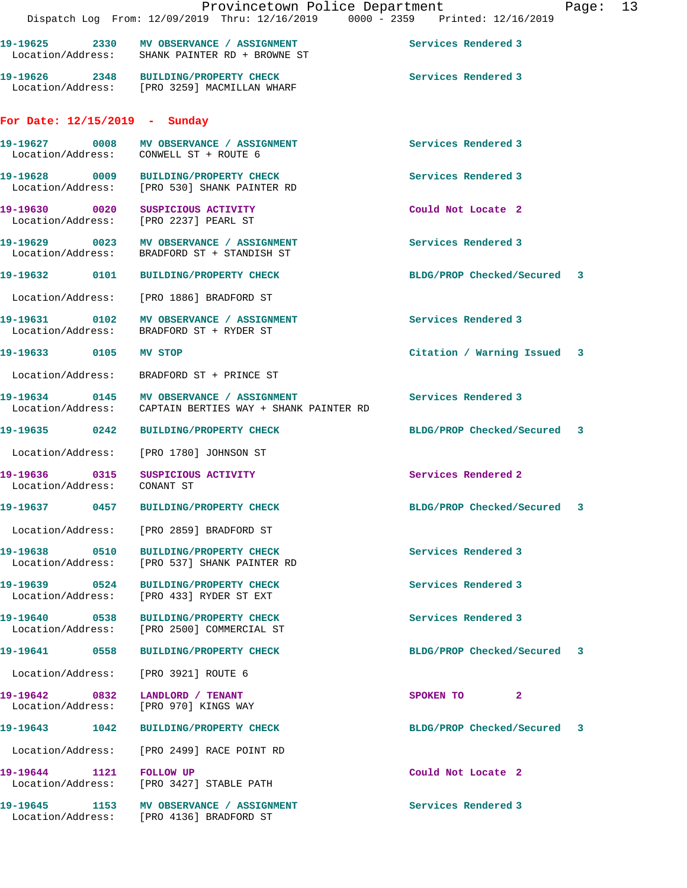19-19625 2330 MV OBSERVANCE / ASSIGNMENT Services Rendered 3
Location/Address: SHANK PAINTER RD + BROWNE ST

19-19626 2348 BUILDING/PROPERTY CHECK Services Rendered 3
Location/Address: [PRO 3259] MACMILLAN WHARF

## For Date: 12/15/2019 - Sunday

19-19627 0008 MV OBSERVANCE / ASSIGNMENT Services Rendered 3
Location/Address: CONWELL ST + ROUTE 6

19-19628 0009 BUILDING/PROPERTY CHECK Services Rendered 3
Location/Address: [PRO 530] SHANK PAINTER RD

19-19630 0020 SUSPICIOUS ACTIVITY Could Not Locate 2
Location/Address: [PRO 2237] PEARL ST

19-19629 0023 MV OBSERVANCE / ASSIGNMENT Services Rendered 3
Location/Address: BRADFORD ST + STANDISH ST

19-19632 0101 BUILDING/PROPERTY CHECK BLDG/PROP Checked/Secured 3
Location/Address: [PRO 1886] BRADFORD ST

19-19631 0102 MV OBSERVANCE / ASSIGNMENT Services Rendered 3
Location/Address: BRADFORD ST + RYDER ST

19-19633 0105 MV STOP Citation / Warning Issued 3
Location/Address: BRADFORD ST + PRINCE ST

19-19634 0145 MV OBSERVANCE / ASSIGNMENT Services Rendered 3
Location/Address: CAPTAIN BERTIES WAY + SHANK PAINTER RD

19-19635 0242 BUILDING/PROPERTY CHECK BLDG/PROP Checked/Secured 3
Location/Address: [PRO 1780] JOHNSON ST

19-19636 0315 SUSPICIOUS ACTIVITY Services Rendered 2
Location/Address: CONANT ST

19-19637 0457 BUILDING/PROPERTY CHECK BLDG/PROP Checked/Secured 3
Location/Address: [PRO 2859] BRADFORD ST

19-19638 0510 BUILDING/PROPERTY CHECK Services Rendered 3
Location/Address: [PRO 537] SHANK PAINTER RD

19-19639 0524 BUILDING/PROPERTY CHECK Services Rendered 3
Location/Address: [PRO 433] RYDER ST EXT

19-19640 0538 BUILDING/PROPERTY CHECK Services Rendered 3
Location/Address: [PRO 2500] COMMERCIAL ST

19-19641 0558 BUILDING/PROPERTY CHECK BLDG/PROP Checked/Secured 3
Location/Address: [PRO 3921] ROUTE 6

19-19642 0832 LANDLORD / TENANT SPOKEN TO 2
Location/Address: [PRO 970] KINGS WAY

19-19643 1042 BUILDING/PROPERTY CHECK BLDG/PROP Checked/Secured 3
Location/Address: [PRO 2499] RACE POINT RD

19-19644 1121 FOLLOW UP Could Not Locate 2
Location/Address: [PRO 3427] STABLE PATH

19-19645 1153 MV OBSERVANCE / ASSIGNMENT Services Rendered 3
Location/Address: [PRO 4136] BRADFORD ST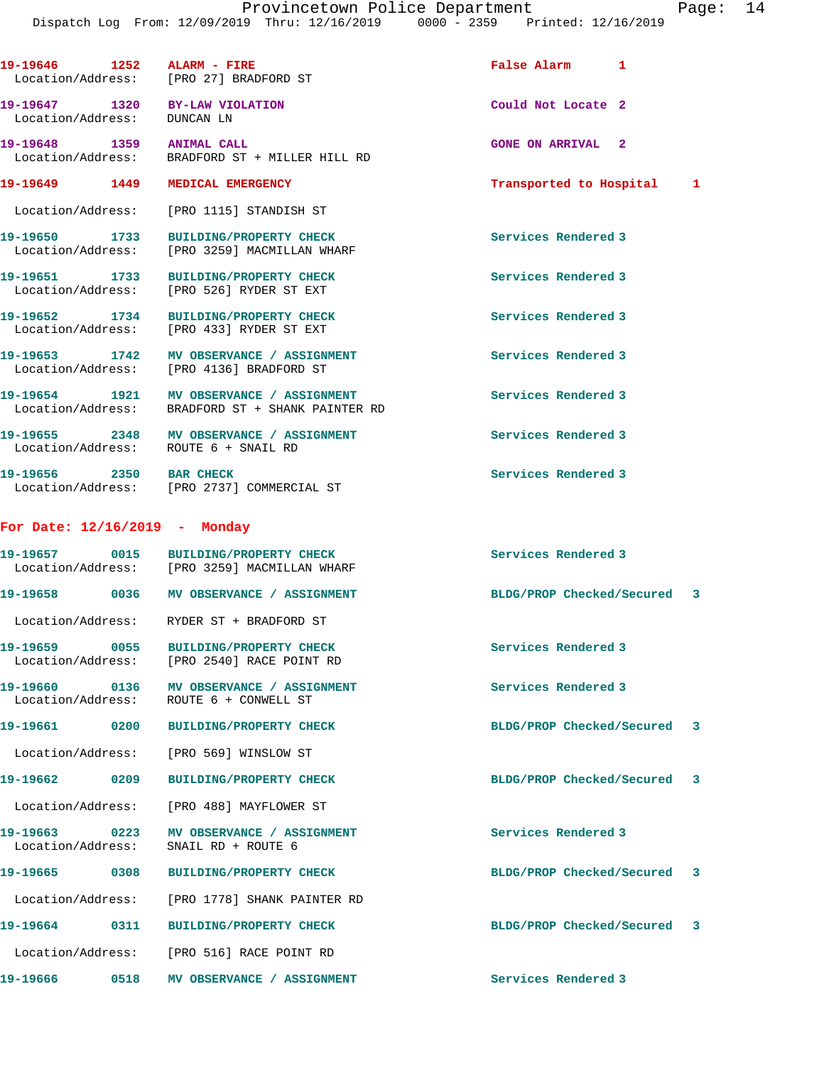19-19646 1252 ALARM - FIRE False Alarm 1
Location/Address: [PRO 27] BRADFORD ST

19-19647 1320 BY-LAW VIOLATION Could Not Locate 2
Location/Address: DUNCAN LN

19-19648 1359 ANIMAL CALL GONE ON ARRIVAL 2
Location/Address: BRADFORD ST + MILLER HILL RD

19-19649 1449 MEDICAL EMERGENCY Transported to Hospital 1
Location/Address: [PRO 1115] STANDISH ST

19-19650 1733 BUILDING/PROPERTY CHECK Services Rendered 3
Location/Address: [PRO 3259] MACMILLAN WHARF

19-19651 1733 BUILDING/PROPERTY CHECK Services Rendered 3
Location/Address: [PRO 526] RYDER ST EXT

19-19652 1734 BUILDING/PROPERTY CHECK Services Rendered 3
Location/Address: [PRO 433] RYDER ST EXT

19-19653 1742 MV OBSERVANCE / ASSIGNMENT Services Rendered 3
Location/Address: [PRO 4136] BRADFORD ST

19-19654 1921 MV OBSERVANCE / ASSIGNMENT Services Rendered 3
Location/Address: BRADFORD ST + SHANK PAINTER RD

19-19655 2348 MV OBSERVANCE / ASSIGNMENT Services Rendered 3
Location/Address: ROUTE 6 + SNAIL RD

19-19656 2350 BAR CHECK Services Rendered 3
Location/Address: [PRO 2737] COMMERCIAL ST

## For Date: 12/16/2019 - Monday

19-19657 0015 BUILDING/PROPERTY CHECK Services Rendered 3
Location/Address: [PRO 3259] MACMILLAN WHARF

19-19658 0036 MV OBSERVANCE / ASSIGNMENT BLDG/PROP Checked/Secured 3
Location/Address: RYDER ST + BRADFORD ST

19-19659 0055 BUILDING/PROPERTY CHECK Services Rendered 3
Location/Address: [PRO 2540] RACE POINT RD

19-19660 0136 MV OBSERVANCE / ASSIGNMENT Services Rendered 3
Location/Address: ROUTE 6 + CONWELL ST

19-19661 0200 BUILDING/PROPERTY CHECK BLDG/PROP Checked/Secured 3
Location/Address: [PRO 569] WINSLOW ST

19-19662 0209 BUILDING/PROPERTY CHECK BLDG/PROP Checked/Secured 3
Location/Address: [PRO 488] MAYFLOWER ST

19-19663 0223 MV OBSERVANCE / ASSIGNMENT Services Rendered 3
Location/Address: SNAIL RD + ROUTE 6

19-19665 0308 BUILDING/PROPERTY CHECK BLDG/PROP Checked/Secured 3
Location/Address: [PRO 1778] SHANK PAINTER RD

19-19664 0311 BUILDING/PROPERTY CHECK BLDG/PROP Checked/Secured 3
Location/Address: [PRO 516] RACE POINT RD

19-19666 0518 MV OBSERVANCE / ASSIGNMENT Services Rendered 3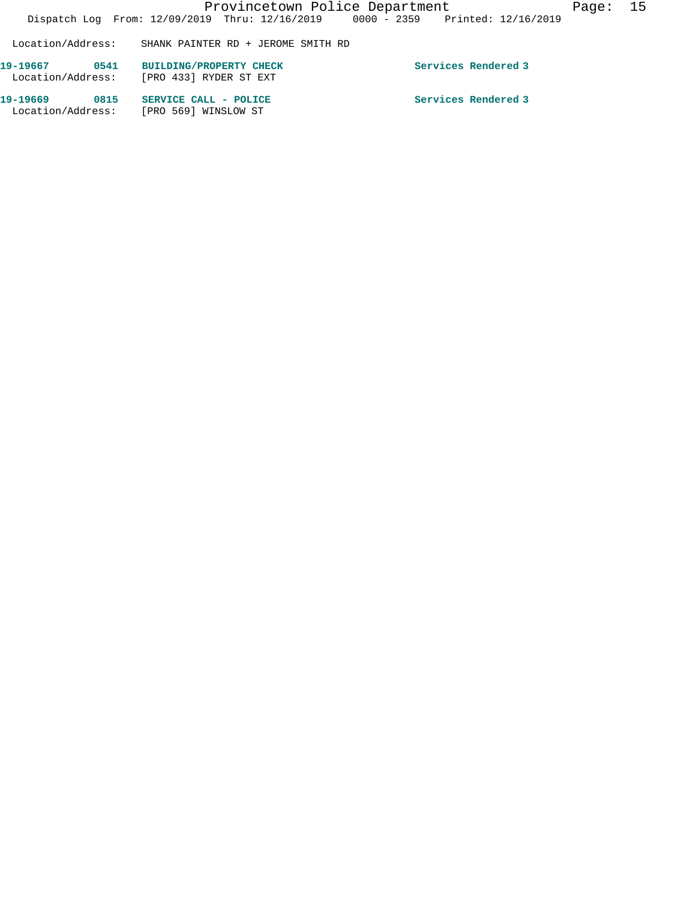Location/Address: SHANK PAINTER RD + JEROME SMITH RD

**19-19667 0541 BUILDING/PROPERTY CHECK** **Services Rendered 3**
Location/Address: [PRO 433] RYDER ST EXT

**19-19669 0815 SERVICE CALL - POLICE** **Services Rendered 3**
Location/Address: [PRO 569] WINSLOW ST